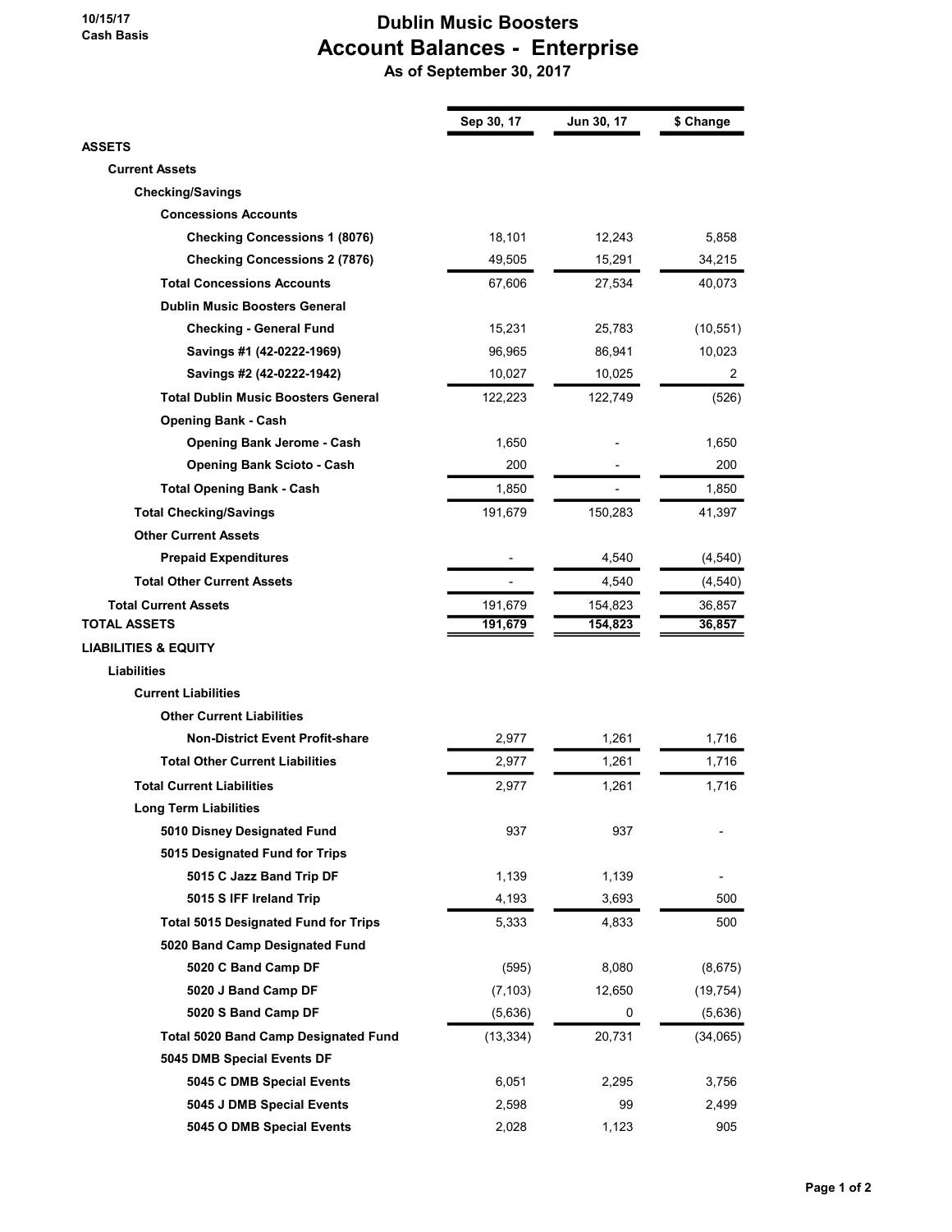10/15/17
Cash Basis

# Dublin Music Boosters
## Account Balances - Enterprise
### As of September 30, 2017

| | Sep 30, 17 | Jun 30, 17 | $ Change |
|---|---|---|---|
| **ASSETS** | | | |
| **Current Assets** | | | |
| **Checking/Savings** | | | |
| **Concessions Accounts** | | | |
| **Checking Concessions 1 (8076)** | 18,101 | 12,243 | 5,858 |
| **Checking Concessions 2 (7876)** | 49,505 | 15,291 | 34,215 |
| **Total Concessions Accounts** | 67,606 | 27,534 | 40,073 |
| **Dublin Music Boosters General** | | | |
| **Checking - General Fund** | 15,231 | 25,783 | (10,551) |
| **Savings #1 (42-0222-1969)** | 96,965 | 86,941 | 10,023 |
| **Savings #2 (42-0222-1942)** | 10,027 | 10,025 | 2 |
| **Total Dublin Music Boosters General** | 122,223 | 122,749 | (526) |
| **Opening Bank - Cash** | | | |
| **Opening Bank Jerome - Cash** | 1,650 | - | 1,650 |
| **Opening Bank Scioto - Cash** | 200 | - | 200 |
| **Total Opening Bank - Cash** | 1,850 | - | 1,850 |
| **Total Checking/Savings** | 191,679 | 150,283 | 41,397 |
| **Other Current Assets** | | | |
| **Prepaid Expenditures** | - | 4,540 | (4,540) |
| **Total Other Current Assets** | - | 4,540 | (4,540) |
| **Total Current Assets** | 191,679 | 154,823 | 36,857 |
| **TOTAL ASSETS** | 191,679 | 154,823 | 36,857 |
| **LIABILITIES & EQUITY** | | | |
| **Liabilities** | | | |
| **Current Liabilities** | | | |
| **Other Current Liabilities** | | | |
| **Non-District Event Profit-share** | 2,977 | 1,261 | 1,716 |
| **Total Other Current Liabilities** | 2,977 | 1,261 | 1,716 |
| **Total Current Liabilities** | 2,977 | 1,261 | 1,716 |
| **Long Term Liabilities** | | | |
| **5010 Disney Designated Fund** | 937 | 937 | - |
| **5015 Designated Fund for Trips** | | | |
| **5015 C Jazz Band Trip DF** | 1,139 | 1,139 | - |
| **5015 S IFF Ireland Trip** | 4,193 | 3,693 | 500 |
| **Total 5015 Designated Fund for Trips** | 5,333 | 4,833 | 500 |
| **5020 Band Camp Designated Fund** | | | |
| **5020 C Band Camp DF** | (595) | 8,080 | (8,675) |
| **5020 J Band Camp DF** | (7,103) | 12,650 | (19,754) |
| **5020 S Band Camp DF** | (5,636) | 0 | (5,636) |
| **Total 5020 Band Camp Designated Fund** | (13,334) | 20,731 | (34,065) |
| **5045 DMB Special Events DF** | | | |
| **5045 C DMB Special Events** | 6,051 | 2,295 | 3,756 |
| **5045 J DMB Special Events** | 2,598 | 99 | 2,499 |
| **5045 O DMB Special Events** | 2,028 | 1,123 | 905 |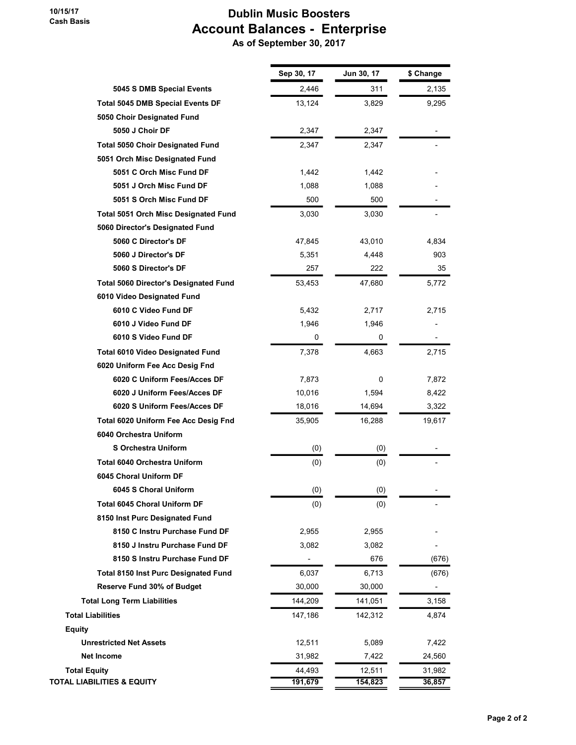10/15/17
Cash Basis

# Dublin Music Boosters
## Account Balances - Enterprise
### As of September 30, 2017

| | Sep 30, 17 | Jun 30, 17 | $ Change |
|---|---|---|---|
| 5045 S DMB Special Events | 2,446 | 311 | 2,135 |
| **Total 5045 DMB Special Events DF** | 13,124 | 3,829 | 9,295 |
| **5050 Choir Designated Fund** | | | |
| 5050 J Choir DF | 2,347 | 2,347 | - |
| **Total 5050 Choir Designated Fund** | 2,347 | 2,347 | - |
| **5051 Orch Misc Designated Fund** | | | |
| 5051 C Orch Misc Fund DF | 1,442 | 1,442 | - |
| 5051 J Orch Misc Fund DF | 1,088 | 1,088 | - |
| 5051 S Orch Misc Fund DF | 500 | 500 | - |
| **Total 5051 Orch Misc Designated Fund** | 3,030 | 3,030 | - |
| **5060 Director's Designated Fund** | | | |
| 5060 C Director's DF | 47,845 | 43,010 | 4,834 |
| 5060 J Director's DF | 5,351 | 4,448 | 903 |
| 5060 S Director's DF | 257 | 222 | 35 |
| **Total 5060 Director's Designated Fund** | 53,453 | 47,680 | 5,772 |
| **6010 Video Designated Fund** | | | |
| 6010 C Video Fund DF | 5,432 | 2,717 | 2,715 |
| 6010 J Video Fund DF | 1,946 | 1,946 | - |
| 6010 S Video Fund DF | 0 | 0 | - |
| **Total 6010 Video Designated Fund** | 7,378 | 4,663 | 2,715 |
| **6020 Uniform Fee Acc Desig Fnd** | | | |
| 6020 C Uniform Fees/Acces DF | 7,873 | 0 | 7,872 |
| 6020 J Uniform Fees/Acces DF | 10,016 | 1,594 | 8,422 |
| 6020 S Uniform Fees/Acces DF | 18,016 | 14,694 | 3,322 |
| **Total 6020 Uniform Fee Acc Desig Fnd** | 35,905 | 16,288 | 19,617 |
| **6040 Orchestra Uniform** | | | |
| S Orchestra Uniform | (0) | (0) | - |
| **Total 6040 Orchestra Uniform** | (0) | (0) | - |
| **6045 Choral Uniform DF** | | | |
| 6045 S Choral Uniform | (0) | (0) | - |
| **Total 6045 Choral Uniform DF** | (0) | (0) | - |
| **8150 Inst Purc Designated Fund** | | | |
| 8150 C Instru Purchase Fund DF | 2,955 | 2,955 | - |
| 8150 J Instru Purchase Fund DF | 3,082 | 3,082 | - |
| 8150 S Instru Purchase Fund DF | - | 676 | (676) |
| **Total 8150 Inst Purc Designated Fund** | 6,037 | 6,713 | (676) |
| **Reserve Fund 30% of Budget** | 30,000 | 30,000 | - |
| **Total Long Term Liabilities** | 144,209 | 141,051 | 3,158 |
| **Total Liabilities** | 147,186 | 142,312 | 4,874 |
| **Equity** | | | |
| **Unrestricted Net Assets** | 12,511 | 5,089 | 7,422 |
| **Net Income** | 31,982 | 7,422 | 24,560 |
| **Total Equity** | 44,493 | 12,511 | 31,982 |
| **TOTAL LIABILITIES & EQUITY** | 191,679 | 154,823 | 36,857 |